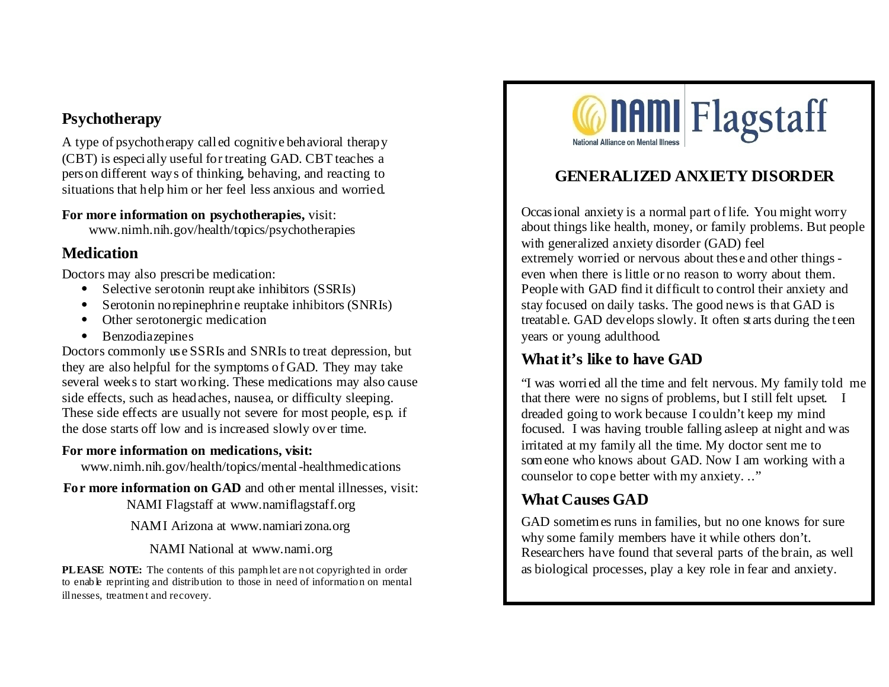## Psychotherapy

A type of psychotherapy called cognitive behavioral therapy (CBT) is especially useful for treating GAD. CBT teaches a person different ways of thinking, behaving, and reacting to situations that help him or her feel less anxious and worried.

**For more information on psychotherapies,** visit:
www.nimh.nih.gov/health/topics/psychotherapies

## Medication

Doctors may also prescribe medication:

- Selective serotonin reuptake inhibitors (SSRIs)
- Serotonin norepinephrine reuptake inhibitors (SNRIs)
- Other serotonergic medication
- Benzodiazepines

Doctors commonly use SSRIs and SNRIs to treat depression, but they are also helpful for the symptoms of GAD. They may take several weeks to start working. These medications may also cause side effects, such as headaches, nausea, or difficulty sleeping. These side effects are usually not severe for most people, esp. if the dose starts off low and is increased slowly over time.

**For more information on medications, visit:**
www.nimh.nih.gov/health/topics/mental-healthmedications

**For more information on GAD** and other mental illnesses, visit:
NAMI Flagstaff at www.namiflagstaff.org
NAMI Arizona at www.namiarizona.org
NAMI National at www.nami.org

**PLEASE NOTE:** The contents of this pamphlet are not copyrighted in order to enable reprinting and distribution to those in need of information on mental illnesses, treatment and recovery.

NAMI Flagstaff
National Alliance on Mental Illness

# GENERALIZED ANXIETY DISORDER

Occasional anxiety is a normal part of life. You might worry about things like health, money, or family problems. But people with generalized anxiety disorder (GAD) feel extremely worried or nervous about these and other things - even when there is little or no reason to worry about them. People with GAD find it difficult to control their anxiety and stay focused on daily tasks. The good news is that GAD is treatable. GAD develops slowly. It often starts during the teen years or young adulthood.

## What it's like to have GAD

"I was worried all the time and felt nervous. My family told me that there were no signs of problems, but I still felt upset. I dreaded going to work because I couldn't keep my mind focused. I was having trouble falling asleep at night and was irritated at my family all the time. My doctor sent me to someone who knows about GAD. Now I am working with a counselor to cope better with my anxiety. .."

## What Causes GAD

GAD sometimes runs in families, but no one knows for sure why some family members have it while others don't. Researchers have found that several parts of the brain, as well as biological processes, play a key role in fear and anxiety.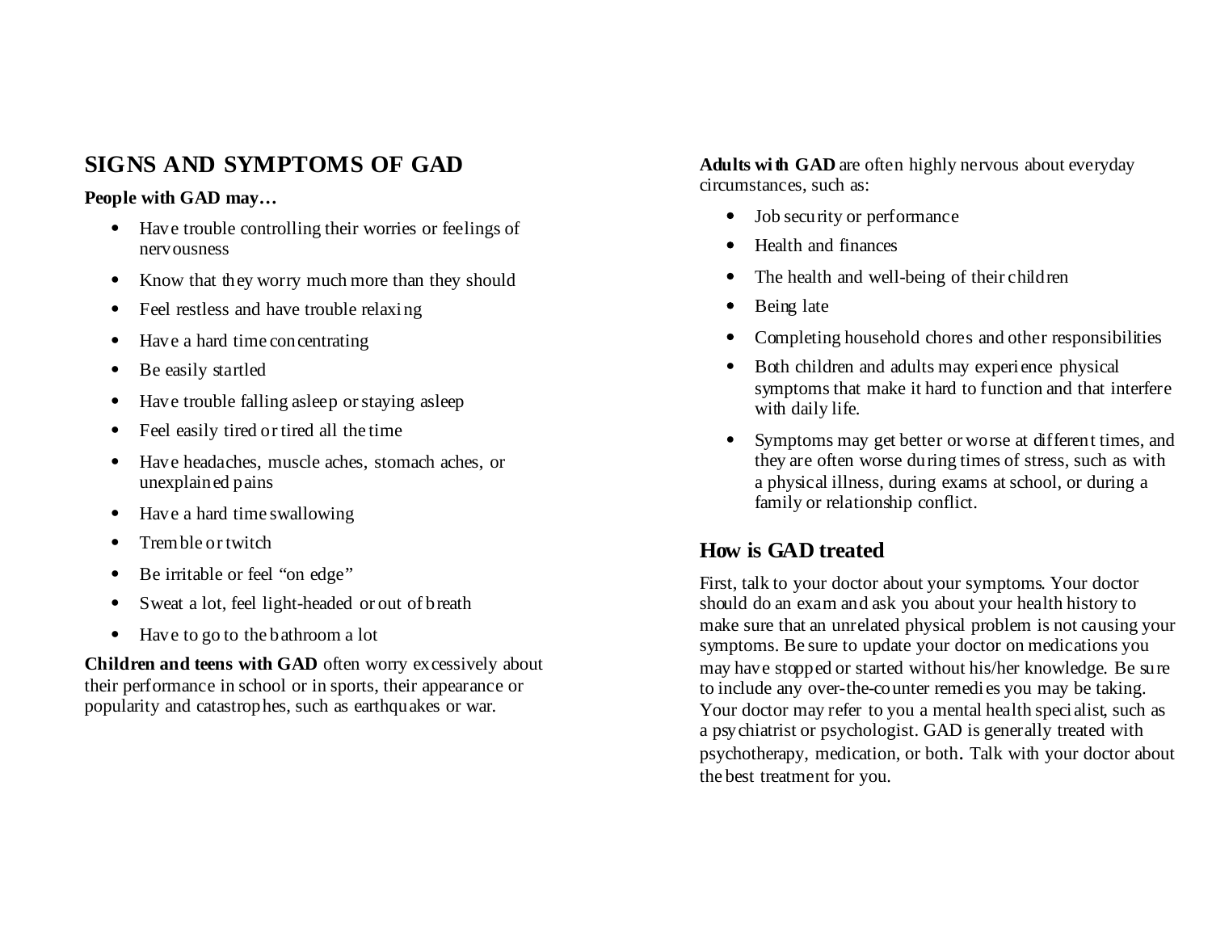## SIGNS AND SYMPTOMS OF GAD

**People with GAD may…**

- Have trouble controlling their worries or feelings of nervousness
- Know that they worry much more than they should
- Feel restless and have trouble relaxing
- Have a hard time concentrating
- Be easily startled
- Have trouble falling asleep or staying asleep
- Feel easily tired or tired all the time
- Have headaches, muscle aches, stomach aches, or unexplained pains
- Have a hard time swallowing
- Tremble or twitch
- Be irritable or feel "on edge"
- Sweat a lot, feel light-headed or out of breath
- Have to go to the bathroom a lot

**Children and teens with GAD** often worry excessively about their performance in school or in sports, their appearance or popularity and catastrophes, such as earthquakes or war.

**Adults with GAD** are often highly nervous about everyday circumstances, such as:

- Job security or performance
- Health and finances
- The health and well-being of their children
- Being late
- Completing household chores and other responsibilities
- Both children and adults may experience physical symptoms that make it hard to function and that interfere with daily life.
- Symptoms may get better or worse at different times, and they are often worse during times of stress, such as with a physical illness, during exams at school, or during a family or relationship conflict.

## How is GAD treated

First, talk to your doctor about your symptoms. Your doctor should do an exam and ask you about your health history to make sure that an unrelated physical problem is not causing your symptoms. Be sure to update your doctor on medications you may have stopped or started without his/her knowledge. Be sure to include any over-the-counter remedies you may be taking. Your doctor may refer to you a mental health specialist, such as a psychiatrist or psychologist. GAD is generally treated with psychotherapy, medication, or both. Talk with your doctor about the best treatment for you.